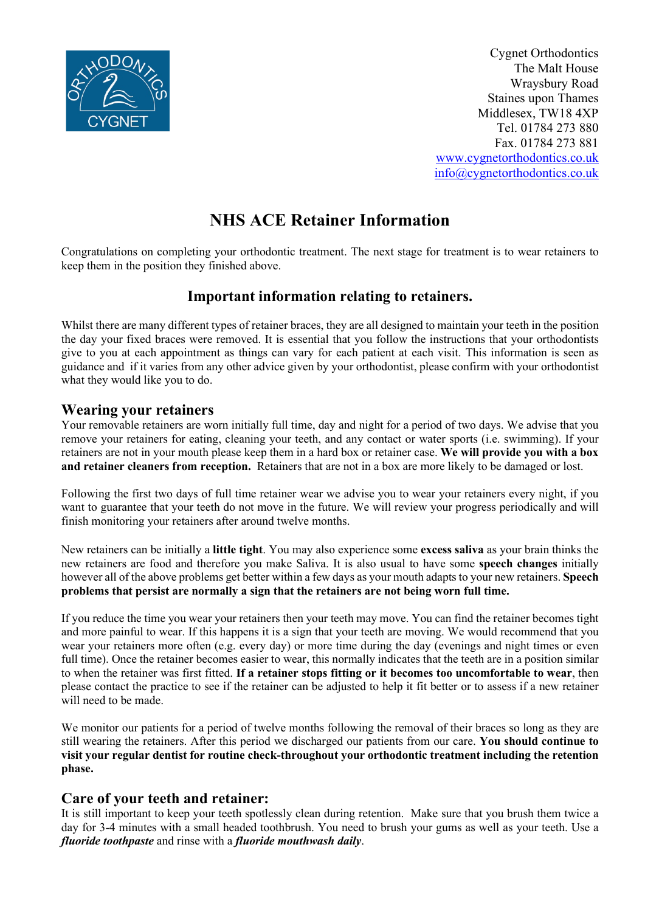Cygnet Orthodontics
The Malt House
Wraysbury Road
Staines upon Thames
Middlesex, TW18 4XP
Tel. 01784 273 880
Fax. 01784 273 881
[www.cygnetorthodontics.co.uk](http://www.cygnetorthodontics.co.uk)
[info@cygnetorthodontics.co.uk](mailto:info@cygnetorthodontics.co.uk)

# NHS ACE Retainer Information

Congratulations on completing your orthodontic treatment. The next stage for treatment is to wear retainers to keep them in the position they finished above.

## Important information relating to retainers.

Whilst there are many different types of retainer braces, they are all designed to maintain your teeth in the position the day your fixed braces were removed. It is essential that you follow the instructions that your orthodontists give to you at each appointment as things can vary for each patient at each visit. This information is seen as guidance and if it varies from any other advice given by your orthodontist, please confirm with your orthodontist what they would like you to do.

### Wearing your retainers

Your removable retainers are worn initially full time, day and night for a period of two days. We advise that you remove your retainers for eating, cleaning your teeth, and any contact or water sports (i.e. swimming). If your retainers are not in your mouth please keep them in a hard box or retainer case. **We will provide you with a box and retainer cleaners from reception.** Retainers that are not in a box are more likely to be damaged or lost.

Following the first two days of full time retainer wear we advise you to wear your retainers every night, if you want to guarantee that your teeth do not move in the future. We will review your progress periodically and will finish monitoring your retainers after around twelve months.

New retainers can be initially a **little tight**. You may also experience some **excess saliva** as your brain thinks the new retainers are food and therefore you make Saliva. It is also usual to have some **speech changes** initially however all of the above problems get better within a few days as your mouth adapts to your new retainers. **Speech problems that persist are normally a sign that the retainers are not being worn full time.**

If you reduce the time you wear your retainers then your teeth may move. You can find the retainer becomes tight and more painful to wear. If this happens it is a sign that your teeth are moving. We would recommend that you wear your retainers more often (e.g. every day) or more time during the day (evenings and night times or even full time). Once the retainer becomes easier to wear, this normally indicates that the teeth are in a position similar to when the retainer was first fitted. **If a retainer stops fitting or it becomes too uncomfortable to wear**, then please contact the practice to see if the retainer can be adjusted to help it fit better or to assess if a new retainer will need to be made.

We monitor our patients for a period of twelve months following the removal of their braces so long as they are still wearing the retainers. After this period we discharged our patients from our care. **You should continue to visit your regular dentist for routine check-throughout your orthodontic treatment including the retention phase.**

### Care of your teeth and retainer:

It is still important to keep your teeth spotlessly clean during retention. Make sure that you brush them twice a day for 3-4 minutes with a small headed toothbrush. You need to brush your gums as well as your teeth. Use a ***fluoride toothpaste*** and rinse with a ***fluoride mouthwash daily***.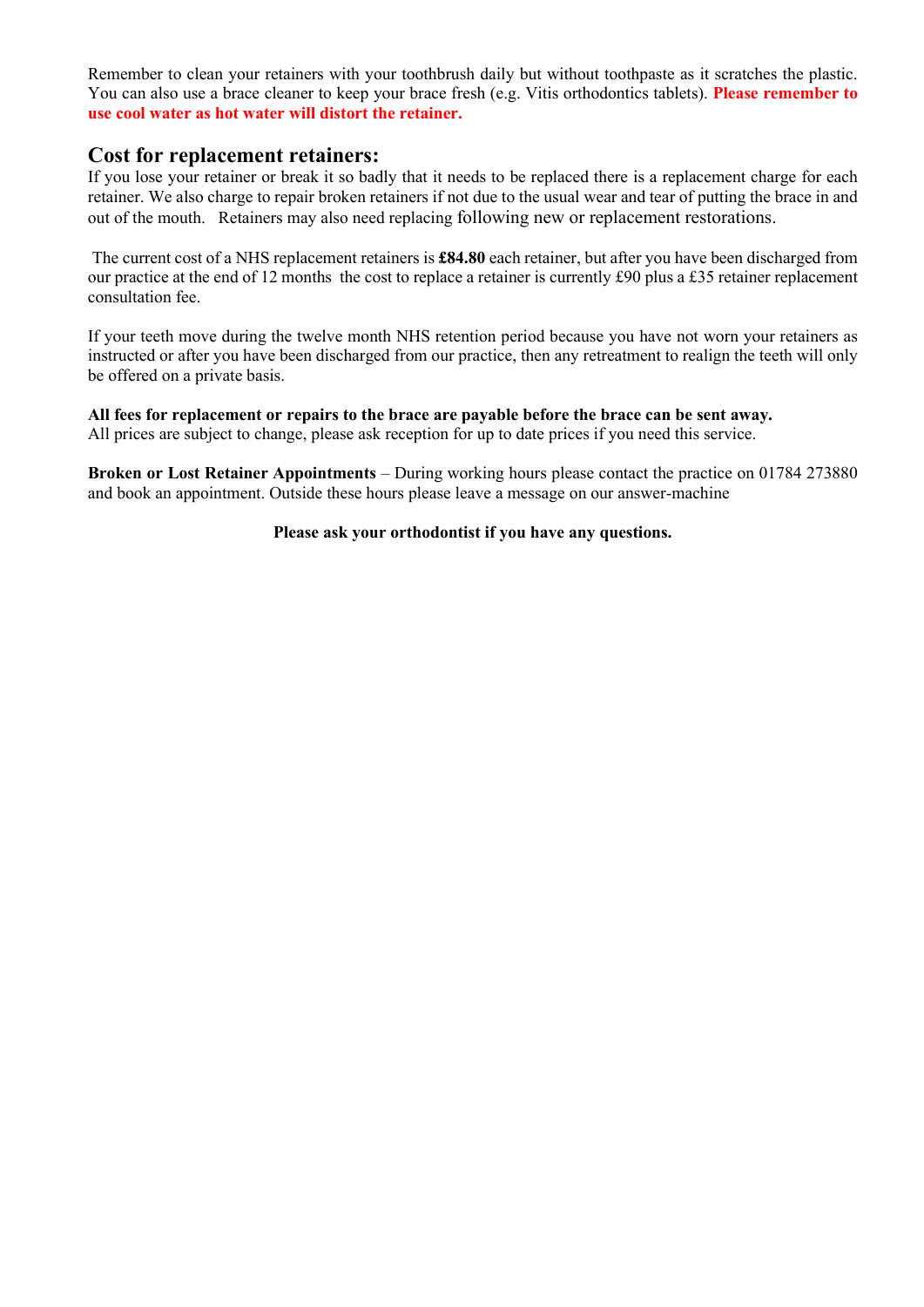Remember to clean your retainers with your toothbrush daily but without toothpaste as it scratches the plastic. You can also use a brace cleaner to keep your brace fresh (e.g. Vitis orthodontics tablets). **Please remember to use cool water as hot water will distort the retainer.**

## Cost for replacement retainers:

If you lose your retainer or break it so badly that it needs to be replaced there is a replacement charge for each retainer. We also charge to repair broken retainers if not due to the usual wear and tear of putting the brace in and out of the mouth. Retainers may also need replacing following new or replacement restorations.

The current cost of a NHS replacement retainers is **£84.80** each retainer, but after you have been discharged from our practice at the end of 12 months the cost to replace a retainer is currently £90 plus a £35 retainer replacement consultation fee.

If your teeth move during the twelve month NHS retention period because you have not worn your retainers as instructed or after you have been discharged from our practice, then any retreatment to realign the teeth will only be offered on a private basis.

**All fees for replacement or repairs to the brace are payable before the brace can be sent away.**
All prices are subject to change, please ask reception for up to date prices if you need this service.

**Broken or Lost Retainer Appointments** – During working hours please contact the practice on 01784 273880 and book an appointment. Outside these hours please leave a message on our answer-machine

**Please ask your orthodontist if you have any questions.**